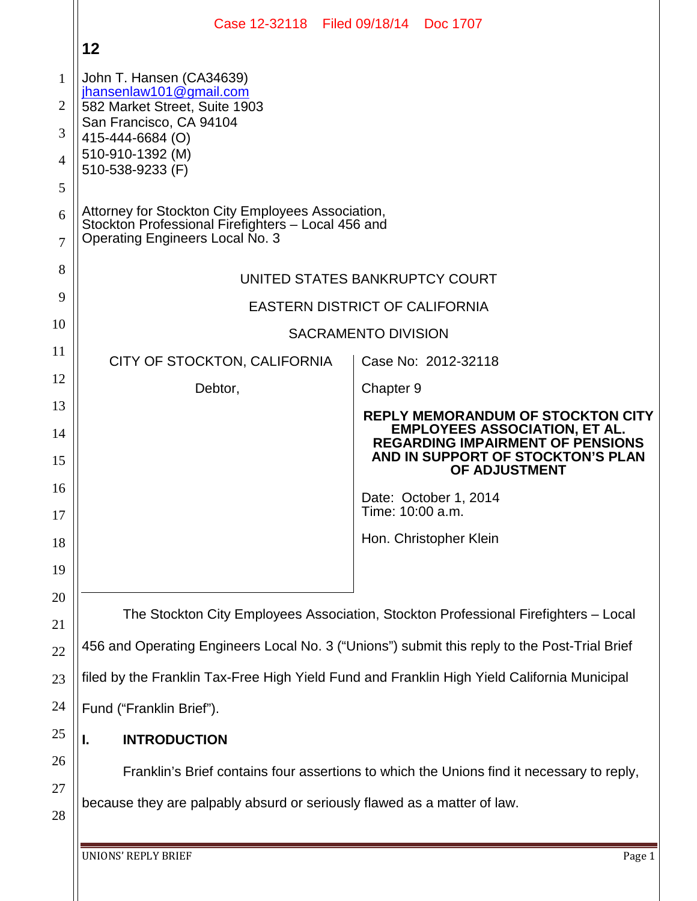John T. Hansen (CA34639)
jhansenlaw101@gmail.com
582 Market Street, Suite 1903
San Francisco, CA 94104
415-444-6684 (O)
510-910-1392 (M)
510-538-9233 (F)

Attorney for Stockton City Employees Association, Stockton Professional Firefighters – Local 456 and Operating Engineers Local No. 3

UNITED STATES BANKRUPTCY COURT

EASTERN DISTRICT OF CALIFORNIA

SACRAMENTO DIVISION

| | |
|---|---|
| CITY OF STOCKTON, CALIFORNIA<br><br>Debtor, | Case No: 2012-32118<br><br>Chapter 9<br><br>**REPLY MEMORANDUM OF STOCKTON CITY EMPLOYEES ASSOCIATION, ET AL. REGARDING IMPAIRMENT OF PENSIONS AND IN SUPPORT OF STOCKTON'S PLAN OF ADJUSTMENT**<br><br>Date: October 1, 2014<br>Time: 10:00 a.m.<br><br>Hon. Christopher Klein |

The Stockton City Employees Association, Stockton Professional Firefighters – Local 456 and Operating Engineers Local No. 3 ("Unions") submit this reply to the Post-Trial Brief filed by the Franklin Tax-Free High Yield Fund and Franklin High Yield California Municipal Fund ("Franklin Brief").

## I. INTRODUCTION

Franklin's Brief contains four assertions to which the Unions find it necessary to reply, because they are palpably absurd or seriously flawed as a matter of law.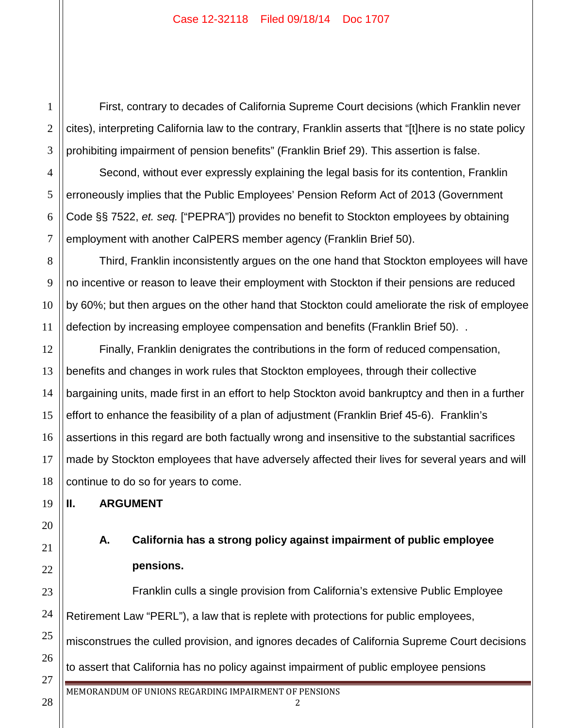First, contrary to decades of California Supreme Court decisions (which Franklin never cites), interpreting California law to the contrary, Franklin asserts that "[t]here is no state policy prohibiting impairment of pension benefits" (Franklin Brief 29). This assertion is false.

Second, without ever expressly explaining the legal basis for its contention, Franklin erroneously implies that the Public Employees' Pension Reform Act of 2013 (Government Code §§ 7522, *et. seq.* ["PEPRA"]) provides no benefit to Stockton employees by obtaining employment with another CalPERS member agency (Franklin Brief 50).

Third, Franklin inconsistently argues on the one hand that Stockton employees will have no incentive or reason to leave their employment with Stockton if their pensions are reduced by 60%; but then argues on the other hand that Stockton could ameliorate the risk of employee defection by increasing employee compensation and benefits (Franklin Brief 50). .

Finally, Franklin denigrates the contributions in the form of reduced compensation, benefits and changes in work rules that Stockton employees, through their collective bargaining units, made first in an effort to help Stockton avoid bankruptcy and then in a further effort to enhance the feasibility of a plan of adjustment (Franklin Brief 45-6). Franklin's assertions in this regard are both factually wrong and insensitive to the substantial sacrifices made by Stockton employees that have adversely affected their lives for several years and will continue to do so for years to come.

## II. ARGUMENT

### A. California has a strong policy against impairment of public employee pensions.

Franklin culls a single provision from California's extensive Public Employee Retirement Law "PERL"), a law that is replete with protections for public employees, misconstrues the culled provision, and ignores decades of California Supreme Court decisions to assert that California has no policy against impairment of public employee pensions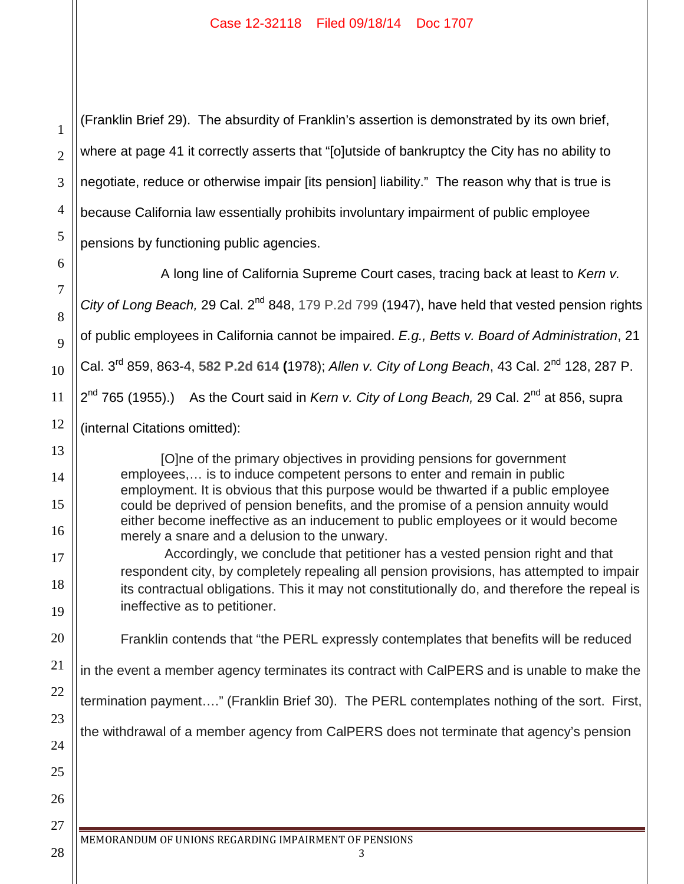(Franklin Brief 29). The absurdity of Franklin's assertion is demonstrated by its own brief, where at page 41 it correctly asserts that "[o]utside of bankruptcy the City has no ability to negotiate, reduce or otherwise impair [its pension] liability." The reason why that is true is because California law essentially prohibits involuntary impairment of public employee pensions by functioning public agencies.

A long line of California Supreme Court cases, tracing back at least to *Kern v. City of Long Beach,* 29 Cal. 2nd 848, 179 P.2d 799 (1947), have held that vested pension rights of public employees in California cannot be impaired. *E.g., Betts v. Board of Administration*, 21 Cal. 3rd 859, 863-4, **582 P.2d 614 (**1978); *Allen v. City of Long Beach*, 43 Cal. 2nd 128, 287 P. 2nd 765 (1955).) As the Court said in *Kern v. City of Long Beach,* 29 Cal. 2nd at 856, supra (internal Citations omitted):

> [O]ne of the primary objectives in providing pensions for government employees,… is to induce competent persons to enter and remain in public employment. It is obvious that this purpose would be thwarted if a public employee could be deprived of pension benefits, and the promise of a pension annuity would either become ineffective as an inducement to public employees or it would become merely a snare and a delusion to the unwary.
>
> Accordingly, we conclude that petitioner has a vested pension right and that respondent city, by completely repealing all pension provisions, has attempted to impair its contractual obligations. This it may not constitutionally do, and therefore the repeal is ineffective as to petitioner.

Franklin contends that "the PERL expressly contemplates that benefits will be reduced in the event a member agency terminates its contract with CalPERS and is unable to make the termination payment…." (Franklin Brief 30). The PERL contemplates nothing of the sort. First, the withdrawal of a member agency from CalPERS does not terminate that agency's pension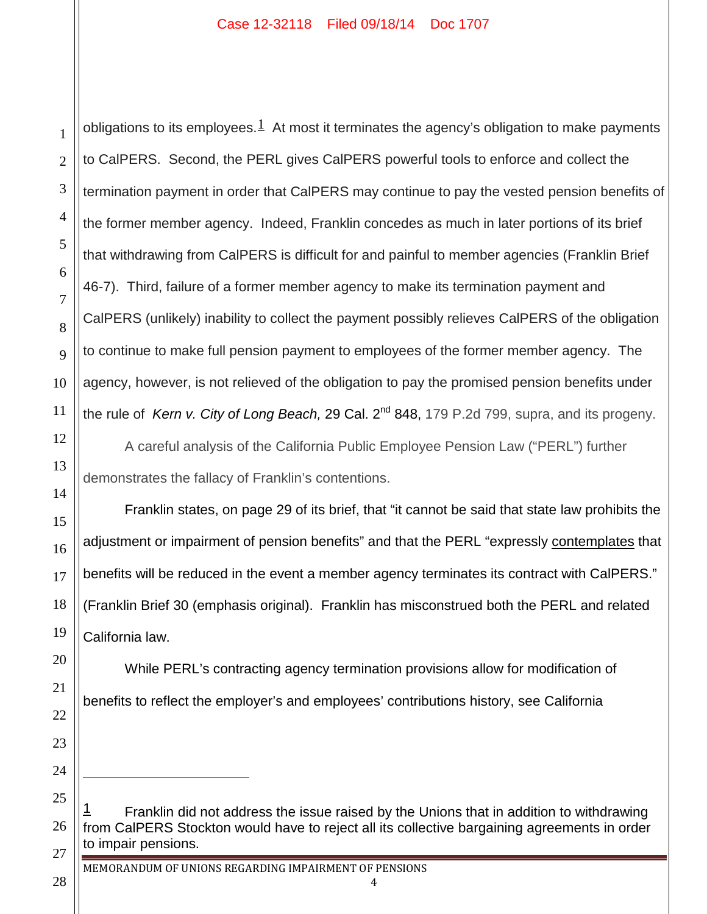obligations to its employees.[1] At most it terminates the agency's obligation to make payments to CalPERS. Second, the PERL gives CalPERS powerful tools to enforce and collect the termination payment in order that CalPERS may continue to pay the vested pension benefits of the former member agency. Indeed, Franklin concedes as much in later portions of its brief that withdrawing from CalPERS is difficult for and painful to member agencies (Franklin Brief 46-7). Third, failure of a former member agency to make its termination payment and CalPERS (unlikely) inability to collect the payment possibly relieves CalPERS of the obligation to continue to make full pension payment to employees of the former member agency. The agency, however, is not relieved of the obligation to pay the promised pension benefits under the rule of *Kern v. City of Long Beach,* 29 Cal. 2[nd] 848, 179 P.2d 799, supra, and its progeny.

A careful analysis of the California Public Employee Pension Law ("PERL") further demonstrates the fallacy of Franklin's contentions.

Franklin states, on page 29 of its brief, that "it cannot be said that state law prohibits the adjustment or impairment of pension benefits" and that the PERL "expressly <u>contemplates</u> that benefits will be reduced in the event a member agency terminates its contract with CalPERS." (Franklin Brief 30 (emphasis original). Franklin has misconstrued both the PERL and related California law.

While PERL's contracting agency termination provisions allow for modification of benefits to reflect the employer's and employees' contributions history, see California

---

[1] Franklin did not address the issue raised by the Unions that in addition to withdrawing from CalPERS Stockton would have to reject all its collective bargaining agreements in order to impair pensions.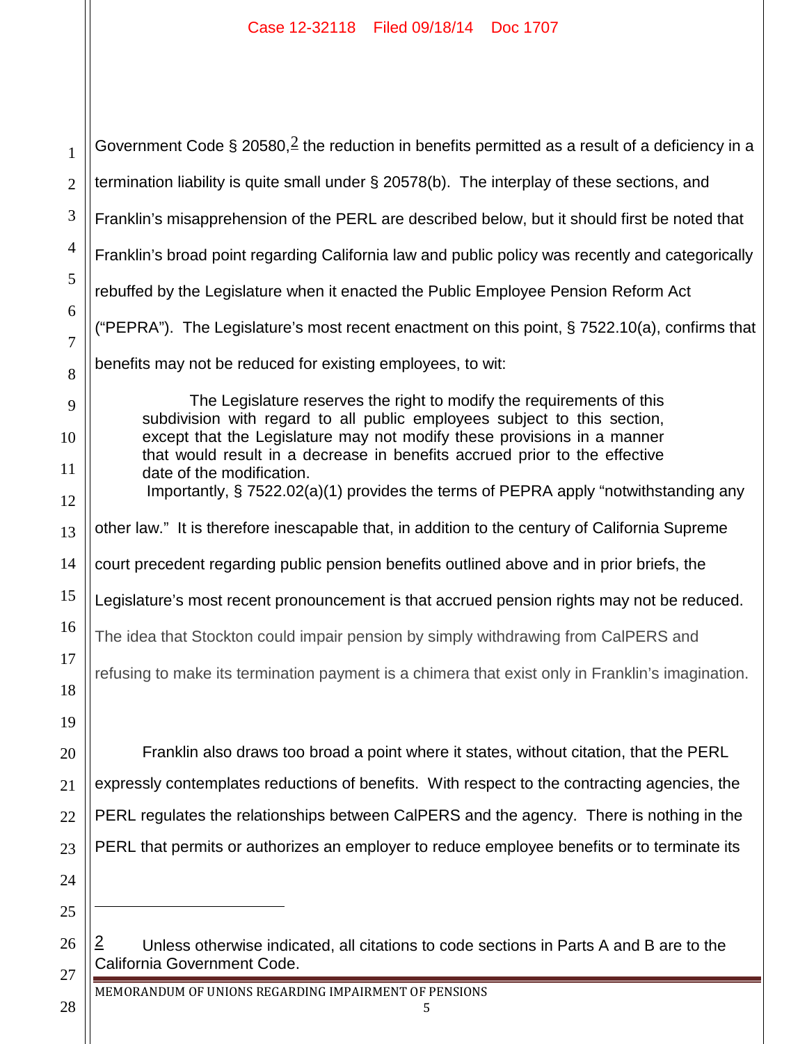Government Code § 20580,[2] the reduction in benefits permitted as a result of a deficiency in a termination liability is quite small under § 20578(b). The interplay of these sections, and Franklin's misapprehension of the PERL are described below, but it should first be noted that Franklin's broad point regarding California law and public policy was recently and categorically rebuffed by the Legislature when it enacted the Public Employee Pension Reform Act ("PEPRA"). The Legislature's most recent enactment on this point, § 7522.10(a), confirms that benefits may not be reduced for existing employees, to wit:

> The Legislature reserves the right to modify the requirements of this subdivision with regard to all public employees subject to this section, except that the Legislature may not modify these provisions in a manner that would result in a decrease in benefits accrued prior to the effective date of the modification.

Importantly, § 7522.02(a)(1) provides the terms of PEPRA apply "notwithstanding any other law." It is therefore inescapable that, in addition to the century of California Supreme court precedent regarding public pension benefits outlined above and in prior briefs, the Legislature's most recent pronouncement is that accrued pension rights may not be reduced. The idea that Stockton could impair pension by simply withdrawing from CalPERS and refusing to make its termination payment is a chimera that exist only in Franklin's imagination.

Franklin also draws too broad a point where it states, without citation, that the PERL expressly contemplates reductions of benefits. With respect to the contracting agencies, the PERL regulates the relationships between CalPERS and the agency. There is nothing in the PERL that permits or authorizes an employer to reduce employee benefits or to terminate its

---

[2] Unless otherwise indicated, all citations to code sections in Parts A and B are to the California Government Code.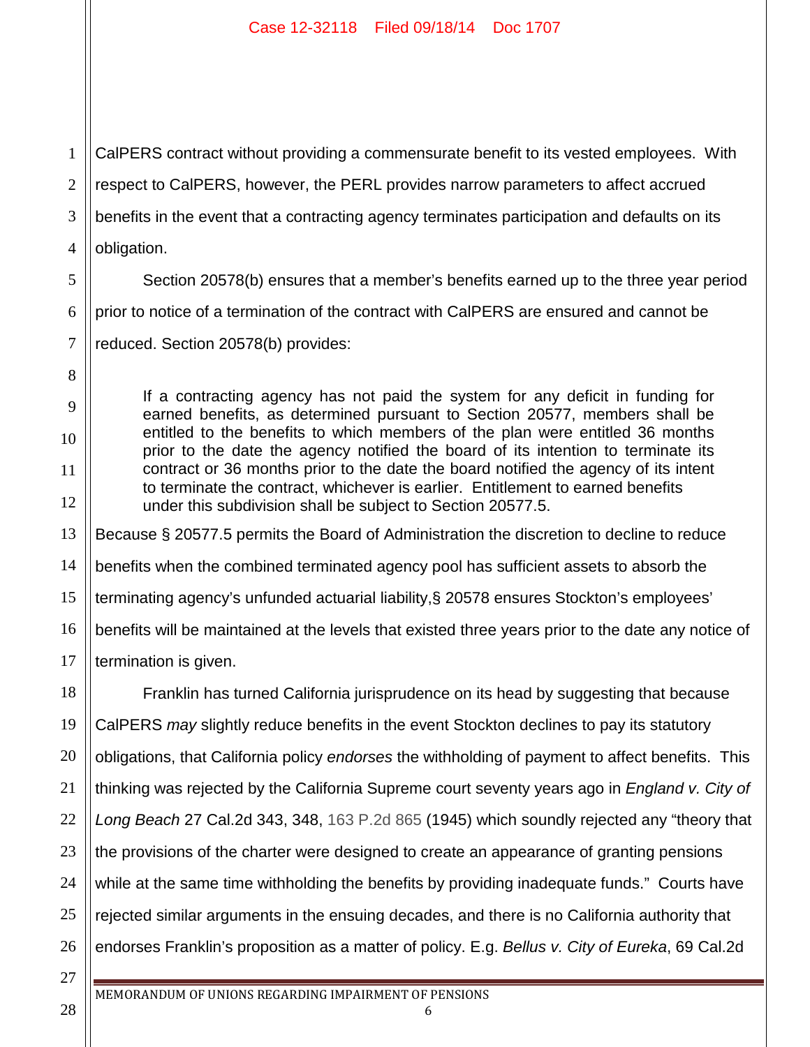CalPERS contract without providing a commensurate benefit to its vested employees. With respect to CalPERS, however, the PERL provides narrow parameters to affect accrued benefits in the event that a contracting agency terminates participation and defaults on its obligation.

Section 20578(b) ensures that a member's benefits earned up to the three year period prior to notice of a termination of the contract with CalPERS are ensured and cannot be reduced. Section 20578(b) provides:

> If a contracting agency has not paid the system for any deficit in funding for earned benefits, as determined pursuant to Section 20577, members shall be entitled to the benefits to which members of the plan were entitled 36 months prior to the date the agency notified the board of its intention to terminate its contract or 36 months prior to the date the board notified the agency of its intent to terminate the contract, whichever is earlier. Entitlement to earned benefits under this subdivision shall be subject to Section 20577.5.

Because § 20577.5 permits the Board of Administration the discretion to decline to reduce benefits when the combined terminated agency pool has sufficient assets to absorb the terminating agency's unfunded actuarial liability,§ 20578 ensures Stockton's employees' benefits will be maintained at the levels that existed three years prior to the date any notice of termination is given.

Franklin has turned California jurisprudence on its head by suggesting that because CalPERS *may* slightly reduce benefits in the event Stockton declines to pay its statutory obligations, that California policy *endorses* the withholding of payment to affect benefits. This thinking was rejected by the California Supreme court seventy years ago in *England v. City of Long Beach* 27 Cal.2d 343, 348, 163 P.2d 865 (1945) which soundly rejected any "theory that the provisions of the charter were designed to create an appearance of granting pensions while at the same time withholding the benefits by providing inadequate funds." Courts have rejected similar arguments in the ensuing decades, and there is no California authority that endorses Franklin's proposition as a matter of policy. E.g. *Bellus v. City of Eureka*, 69 Cal.2d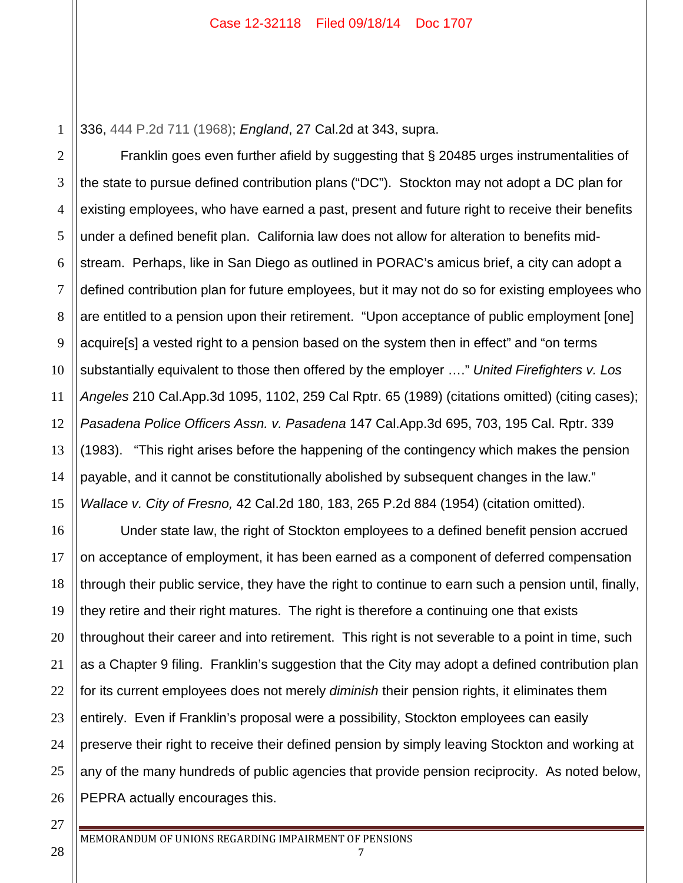336, 444 P.2d 711 (1968); *England*, 27 Cal.2d at 343, supra.

Franklin goes even further afield by suggesting that § 20485 urges instrumentalities of the state to pursue defined contribution plans ("DC"). Stockton may not adopt a DC plan for existing employees, who have earned a past, present and future right to receive their benefits under a defined benefit plan. California law does not allow for alteration to benefits mid-stream. Perhaps, like in San Diego as outlined in PORAC's amicus brief, a city can adopt a defined contribution plan for future employees, but it may not do so for existing employees who are entitled to a pension upon their retirement. "Upon acceptance of public employment [one] acquire[s] a vested right to a pension based on the system then in effect" and "on terms substantially equivalent to those then offered by the employer …." *United Firefighters v. Los Angeles* 210 Cal.App.3d 1095, 1102, 259 Cal Rptr. 65 (1989) (citations omitted) (citing cases); *Pasadena Police Officers Assn. v. Pasadena* 147 Cal.App.3d 695, 703, 195 Cal. Rptr. 339 (1983). "This right arises before the happening of the contingency which makes the pension payable, and it cannot be constitutionally abolished by subsequent changes in the law." *Wallace v. City of Fresno,* 42 Cal.2d 180, 183, 265 P.2d 884 (1954) (citation omitted).

Under state law, the right of Stockton employees to a defined benefit pension accrued on acceptance of employment, it has been earned as a component of deferred compensation through their public service, they have the right to continue to earn such a pension until, finally, they retire and their right matures. The right is therefore a continuing one that exists throughout their career and into retirement. This right is not severable to a point in time, such as a Chapter 9 filing. Franklin's suggestion that the City may adopt a defined contribution plan for its current employees does not merely *diminish* their pension rights, it eliminates them entirely. Even if Franklin's proposal were a possibility, Stockton employees can easily preserve their right to receive their defined pension by simply leaving Stockton and working at any of the many hundreds of public agencies that provide pension reciprocity. As noted below, PEPRA actually encourages this.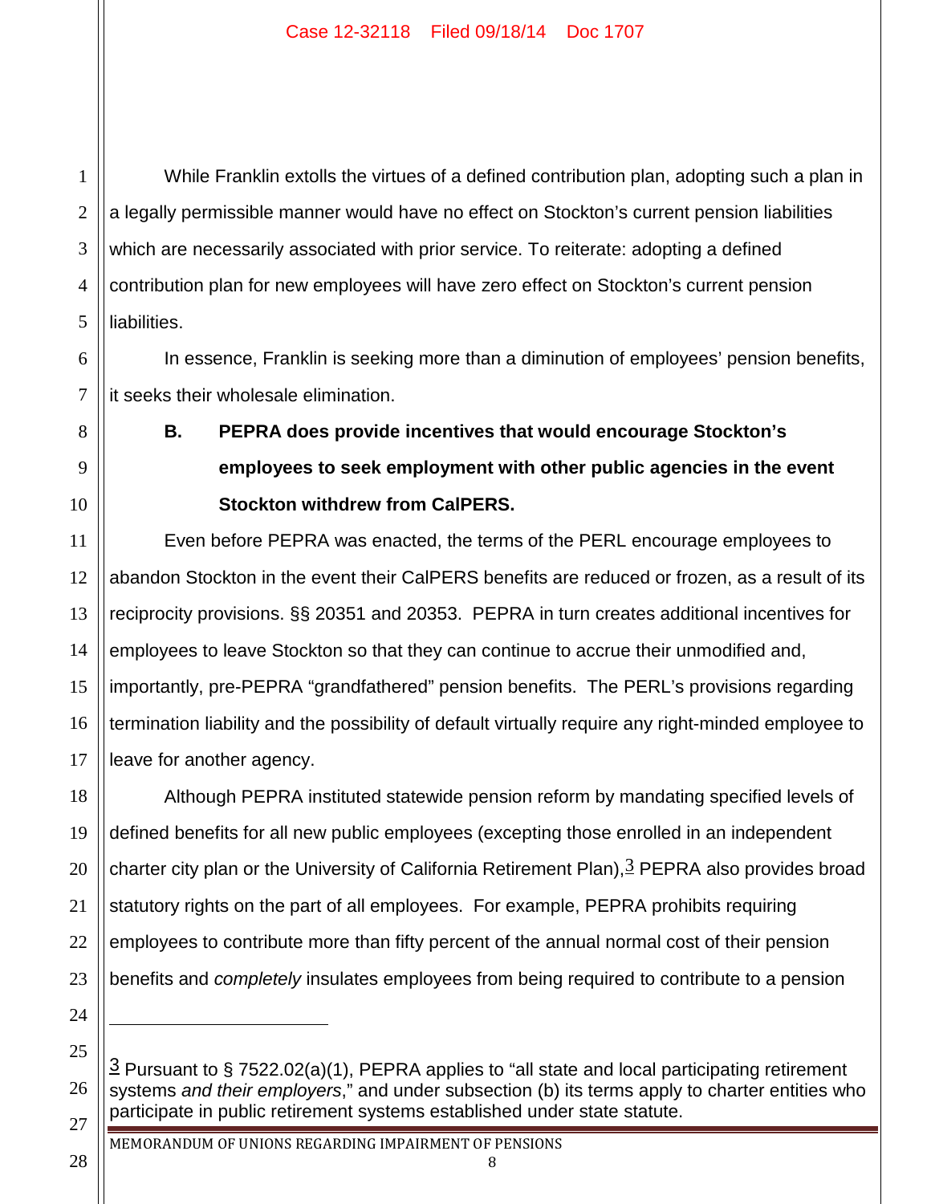While Franklin extolls the virtues of a defined contribution plan, adopting such a plan in a legally permissible manner would have no effect on Stockton's current pension liabilities which are necessarily associated with prior service. To reiterate: adopting a defined contribution plan for new employees will have zero effect on Stockton's current pension liabilities.

In essence, Franklin is seeking more than a diminution of employees' pension benefits, it seeks their wholesale elimination.

### B. PEPRA does provide incentives that would encourage Stockton's employees to seek employment with other public agencies in the event Stockton withdrew from CalPERS.

Even before PEPRA was enacted, the terms of the PERL encourage employees to abandon Stockton in the event their CalPERS benefits are reduced or frozen, as a result of its reciprocity provisions. §§ 20351 and 20353. PEPRA in turn creates additional incentives for employees to leave Stockton so that they can continue to accrue their unmodified and, importantly, pre-PEPRA "grandfathered" pension benefits. The PERL's provisions regarding termination liability and the possibility of default virtually require any right-minded employee to leave for another agency.

Although PEPRA instituted statewide pension reform by mandating specified levels of defined benefits for all new public employees (excepting those enrolled in an independent charter city plan or the University of California Retirement Plan),[3] PEPRA also provides broad statutory rights on the part of all employees. For example, PEPRA prohibits requiring employees to contribute more than fifty percent of the annual normal cost of their pension benefits and *completely* insulates employees from being required to contribute to a pension

---

[3] Pursuant to § 7522.02(a)(1), PEPRA applies to "all state and local participating retirement systems *and their employers*," and under subsection (b) its terms apply to charter entities who participate in public retirement systems established under state statute.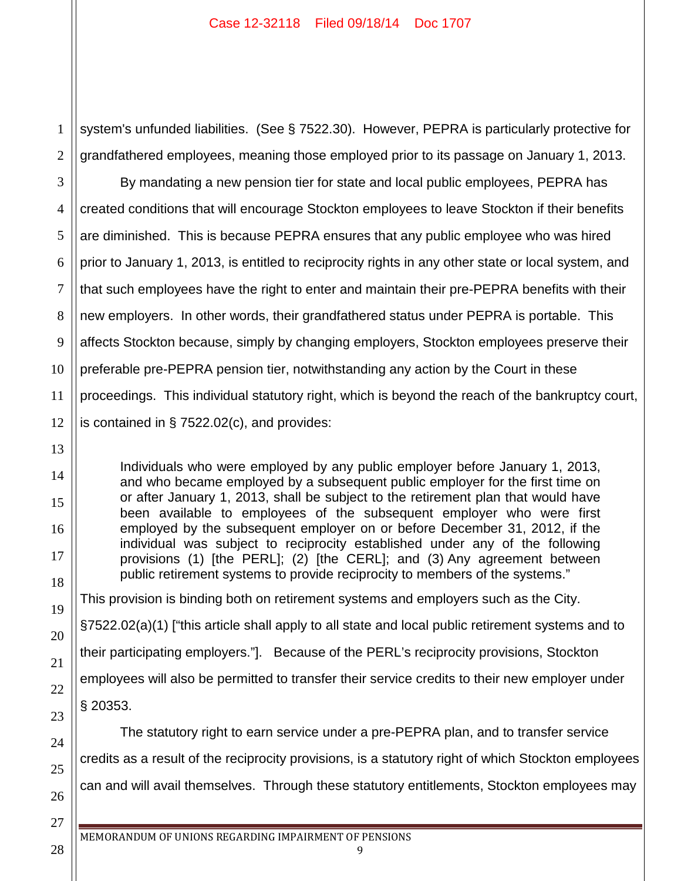system's unfunded liabilities. (See § 7522.30). However, PEPRA is particularly protective for grandfathered employees, meaning those employed prior to its passage on January 1, 2013.

By mandating a new pension tier for state and local public employees, PEPRA has created conditions that will encourage Stockton employees to leave Stockton if their benefits are diminished. This is because PEPRA ensures that any public employee who was hired prior to January 1, 2013, is entitled to reciprocity rights in any other state or local system, and that such employees have the right to enter and maintain their pre-PEPRA benefits with their new employers. In other words, their grandfathered status under PEPRA is portable. This affects Stockton because, simply by changing employers, Stockton employees preserve their preferable pre-PEPRA pension tier, notwithstanding any action by the Court in these proceedings. This individual statutory right, which is beyond the reach of the bankruptcy court, is contained in § 7522.02(c), and provides:

> Individuals who were employed by any public employer before January 1, 2013, and who became employed by a subsequent public employer for the first time on or after January 1, 2013, shall be subject to the retirement plan that would have been available to employees of the subsequent employer who were first employed by the subsequent employer on or before December 31, 2012, if the individual was subject to reciprocity established under any of the following provisions (1) [the PERL]; (2) [the CERL]; and (3) Any agreement between public retirement systems to provide reciprocity to members of the systems."

This provision is binding both on retirement systems and employers such as the City. §7522.02(a)(1) ["this article shall apply to all state and local public retirement systems and to their participating employers."]. Because of the PERL's reciprocity provisions, Stockton employees will also be permitted to transfer their service credits to their new employer under § 20353.

The statutory right to earn service under a pre-PEPRA plan, and to transfer service credits as a result of the reciprocity provisions, is a statutory right of which Stockton employees can and will avail themselves. Through these statutory entitlements, Stockton employees may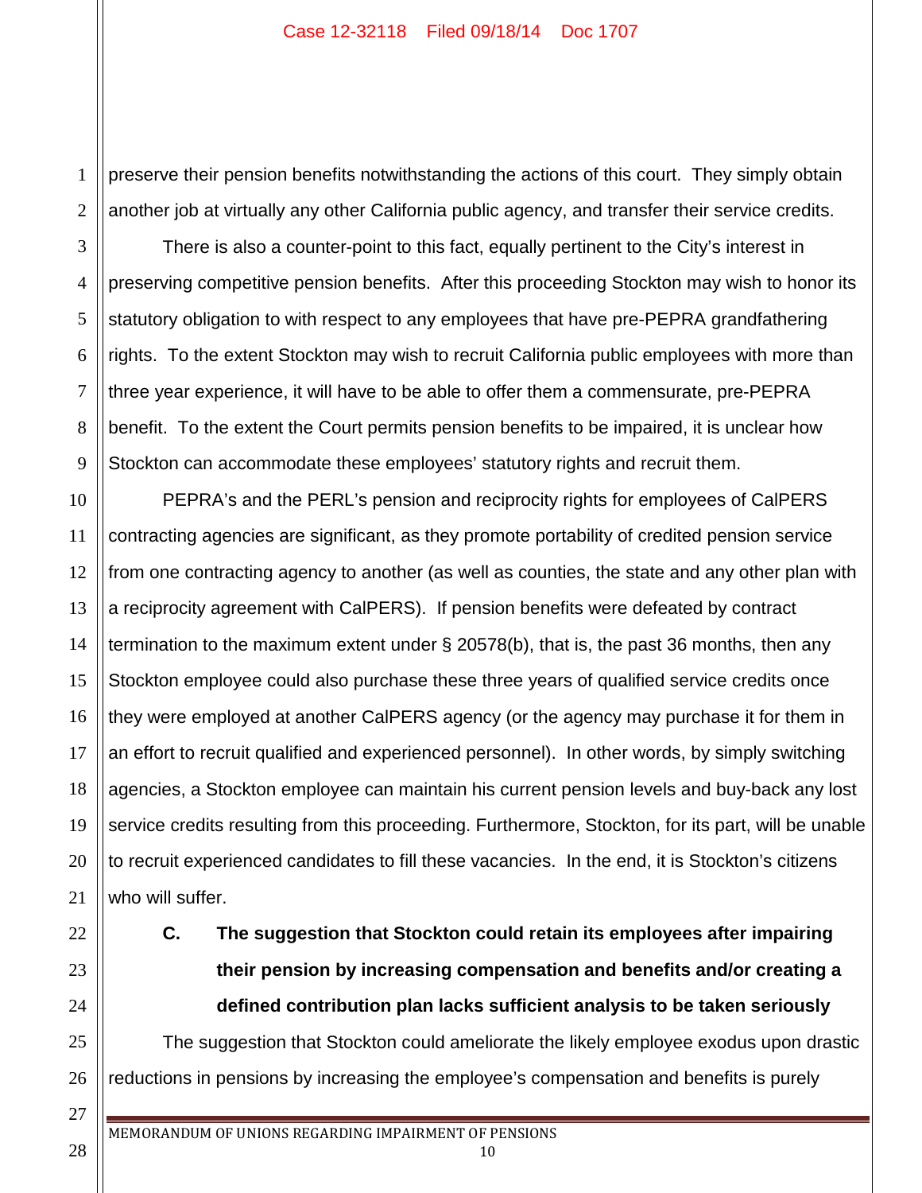preserve their pension benefits notwithstanding the actions of this court. They simply obtain another job at virtually any other California public agency, and transfer their service credits.

There is also a counter-point to this fact, equally pertinent to the City's interest in preserving competitive pension benefits. After this proceeding Stockton may wish to honor its statutory obligation to with respect to any employees that have pre-PEPRA grandfathering rights. To the extent Stockton may wish to recruit California public employees with more than three year experience, it will have to be able to offer them a commensurate, pre-PEPRA benefit. To the extent the Court permits pension benefits to be impaired, it is unclear how Stockton can accommodate these employees' statutory rights and recruit them.

PEPRA's and the PERL's pension and reciprocity rights for employees of CalPERS contracting agencies are significant, as they promote portability of credited pension service from one contracting agency to another (as well as counties, the state and any other plan with a reciprocity agreement with CalPERS). If pension benefits were defeated by contract termination to the maximum extent under § 20578(b), that is, the past 36 months, then any Stockton employee could also purchase these three years of qualified service credits once they were employed at another CalPERS agency (or the agency may purchase it for them in an effort to recruit qualified and experienced personnel). In other words, by simply switching agencies, a Stockton employee can maintain his current pension levels and buy-back any lost service credits resulting from this proceeding. Furthermore, Stockton, for its part, will be unable to recruit experienced candidates to fill these vacancies. In the end, it is Stockton's citizens who will suffer.

### C. The suggestion that Stockton could retain its employees after impairing their pension by increasing compensation and benefits and/or creating a defined contribution plan lacks sufficient analysis to be taken seriously

The suggestion that Stockton could ameliorate the likely employee exodus upon drastic reductions in pensions by increasing the employee's compensation and benefits is purely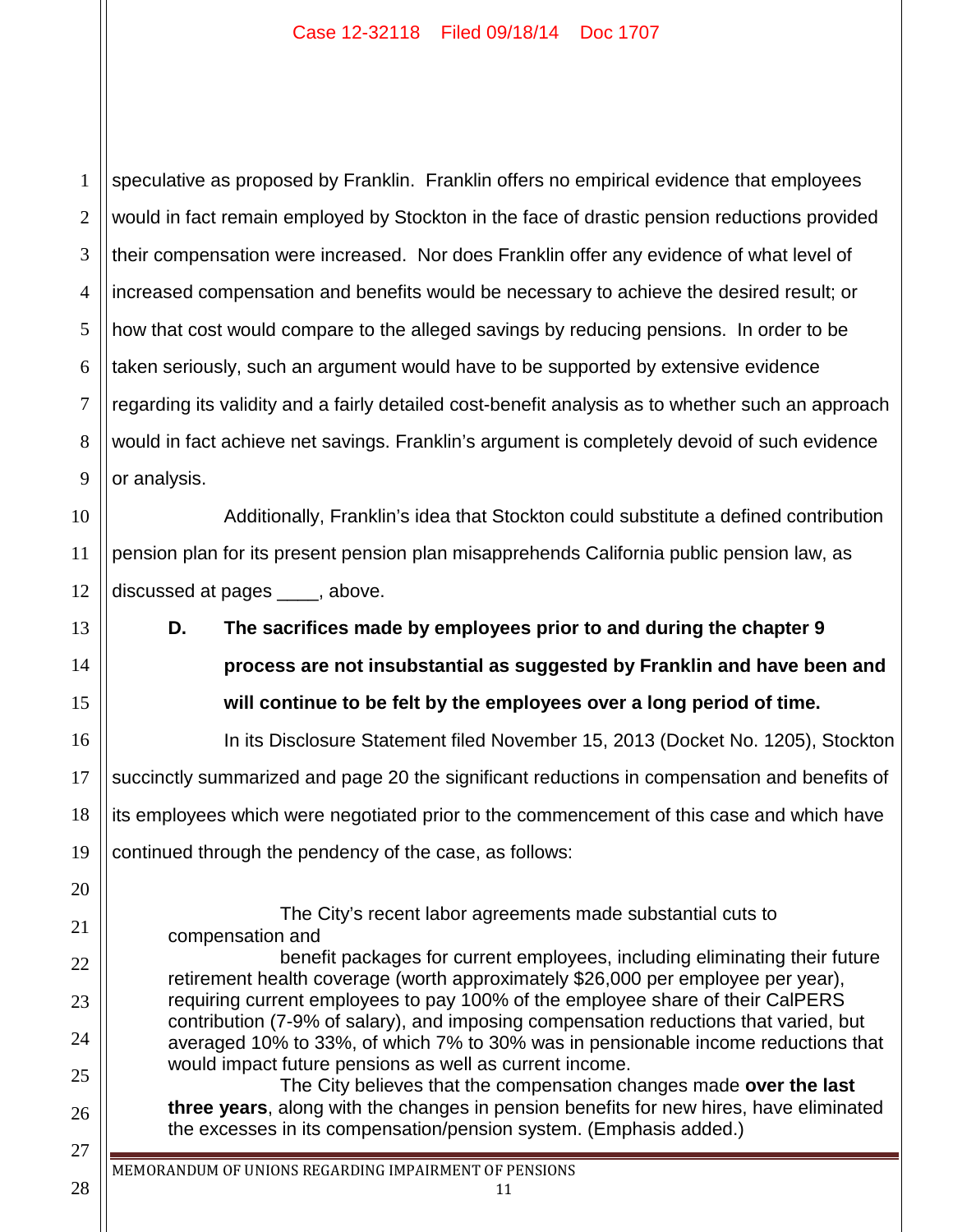speculative as proposed by Franklin. Franklin offers no empirical evidence that employees would in fact remain employed by Stockton in the face of drastic pension reductions provided their compensation were increased. Nor does Franklin offer any evidence of what level of increased compensation and benefits would be necessary to achieve the desired result; or how that cost would compare to the alleged savings by reducing pensions. In order to be taken seriously, such an argument would have to be supported by extensive evidence regarding its validity and a fairly detailed cost-benefit analysis as to whether such an approach would in fact achieve net savings. Franklin's argument is completely devoid of such evidence or analysis.

Additionally, Franklin's idea that Stockton could substitute a defined contribution pension plan for its present pension plan misapprehends California public pension law, as discussed at pages ____, above.

### D. The sacrifices made by employees prior to and during the chapter 9 process are not insubstantial as suggested by Franklin and have been and will continue to be felt by the employees over a long period of time.

In its Disclosure Statement filed November 15, 2013 (Docket No. 1205), Stockton succinctly summarized and page 20 the significant reductions in compensation and benefits of its employees which were negotiated prior to the commencement of this case and which have continued through the pendency of the case, as follows:

> The City's recent labor agreements made substantial cuts to compensation and
>
> benefit packages for current employees, including eliminating their future retirement health coverage (worth approximately $26,000 per employee per year), requiring current employees to pay 100% of the employee share of their CalPERS contribution (7-9% of salary), and imposing compensation reductions that varied, but averaged 10% to 33%, of which 7% to 30% was in pensionable income reductions that would impact future pensions as well as current income.
>
> The City believes that the compensation changes made **over the last three years**, along with the changes in pension benefits for new hires, have eliminated the excesses in its compensation/pension system. (Emphasis added.)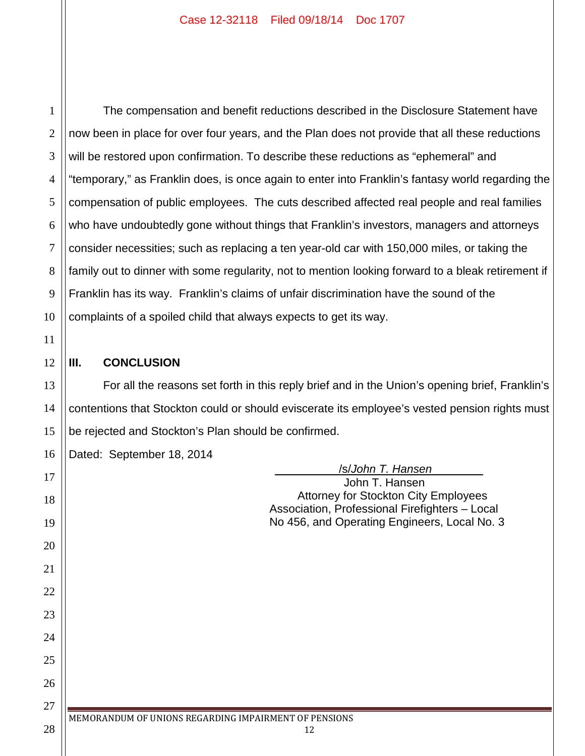The compensation and benefit reductions described in the Disclosure Statement have now been in place for over four years, and the Plan does not provide that all these reductions will be restored upon confirmation. To describe these reductions as "ephemeral" and "temporary," as Franklin does, is once again to enter into Franklin's fantasy world regarding the compensation of public employees. The cuts described affected real people and real families who have undoubtedly gone without things that Franklin's investors, managers and attorneys consider necessities; such as replacing a ten year-old car with 150,000 miles, or taking the family out to dinner with some regularity, not to mention looking forward to a bleak retirement if Franklin has its way. Franklin's claims of unfair discrimination have the sound of the complaints of a spoiled child that always expects to get its way.

## III. CONCLUSION

For all the reasons set forth in this reply brief and in the Union's opening brief, Franklin's contentions that Stockton could or should eviscerate its employee's vested pension rights must be rejected and Stockton's Plan should be confirmed.

Dated: September 18, 2014

/s/*John T. Hansen*
John T. Hansen
Attorney for Stockton City Employees Association, Professional Firefighters – Local No 456, and Operating Engineers, Local No. 3